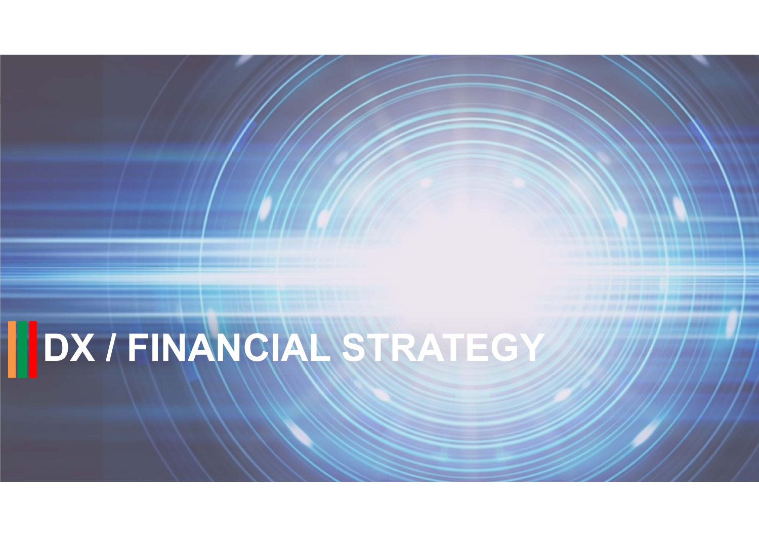# DX / FINANCIAL STRATEGY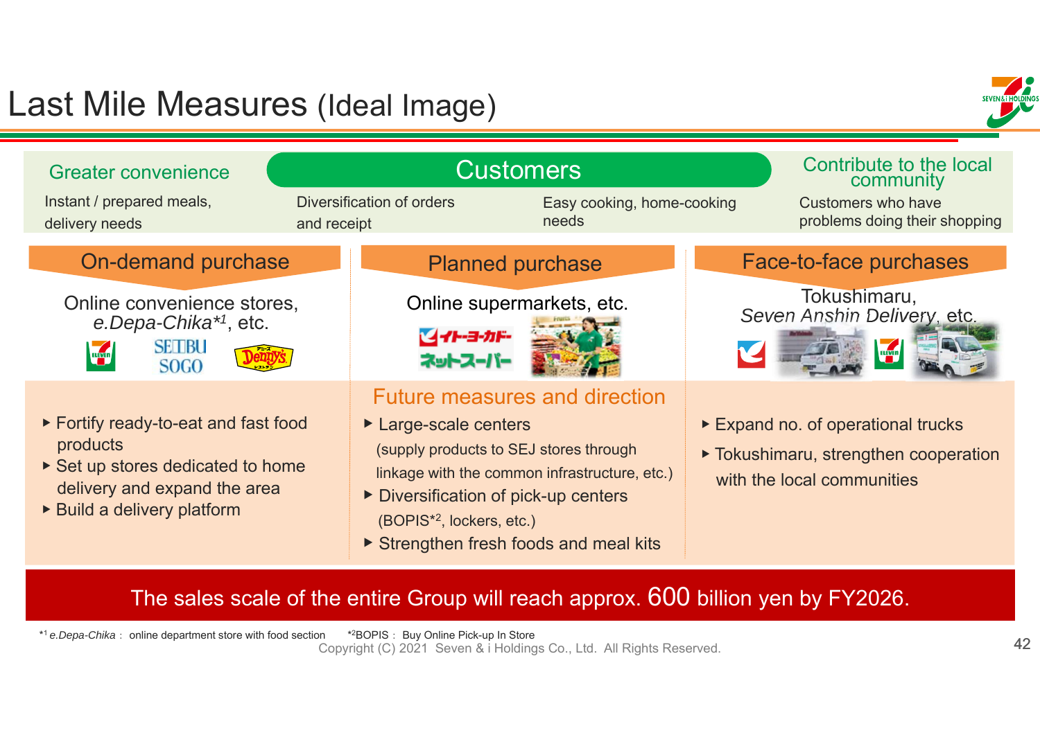# Last Mile Measures (Ideal Image)

## Customers

| Greater convenience | | | Contribute to the local community |
|---|---|---|---|
| Instant / prepared meals, delivery needs | Diversification of orders and receipt | Easy cooking, home-cooking needs | Customers who have problems doing their shopping |

| On-demand purchase | Planned purchase | Face-to-face purchases |
|---|---|---|
| Online convenience stores, *e.Depa-Chika*\*[1], etc. | Online supermarkets, etc. | Tokushimaru, *Seven Anshin Delivery*, etc. |

### Future measures and direction

**On-demand purchase**

- Fortify ready-to-eat and fast food products
- Set up stores dedicated to home delivery and expand the area
- Build a delivery platform

**Planned purchase**

- Large-scale centers (supply products to SEJ stores through linkage with the common infrastructure, etc.)
- Diversification of pick-up centers (BOPIS\*[2], lockers, etc.)
- Strengthen fresh foods and meal kits

**Face-to-face purchases**

- Expand no. of operational trucks
- Tokushimaru, strengthen cooperation with the local communities

**The sales scale of the entire Group will reach approx. 600 billion yen by FY2026.**

\*[1] *e.Depa-Chika*: online department store with food section　\*[2] BOPIS: Buy Online Pick-up In Store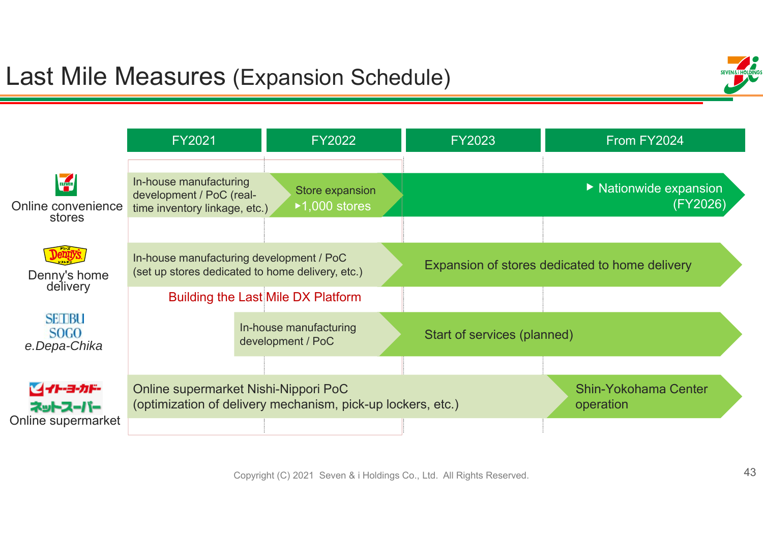# Last Mile Measures (Expansion Schedule)

| | FY2021 | FY2022 | FY2023 | From FY2024 |
|---|---|---|---|---|
| Online convenience stores | In-house manufacturing development / PoC (real-time inventory linkage, etc.) | Store expansion ▸1,000 stores | | ▶ Nationwide expansion (FY2026) |
| Denny's home delivery | In-house manufacturing development / PoC (set up stores dedicated to home delivery, etc.) | | Expansion of stores dedicated to home delivery | |
| SEIBU SOGO e.Depa-Chika | | In-house manufacturing development / PoC | Start of services (planned) | |
| イトーヨーカドー ネットスーパー Online supermarket | Online supermarket Nishi-Nippori PoC (optimization of delivery mechanism, pick-up lockers, etc.) | | | Shin-Yokohama Center operation |

Building the Last Mile DX Platform

Copyright (C) 2021 Seven & i Holdings Co., Ltd. All Rights Reserved.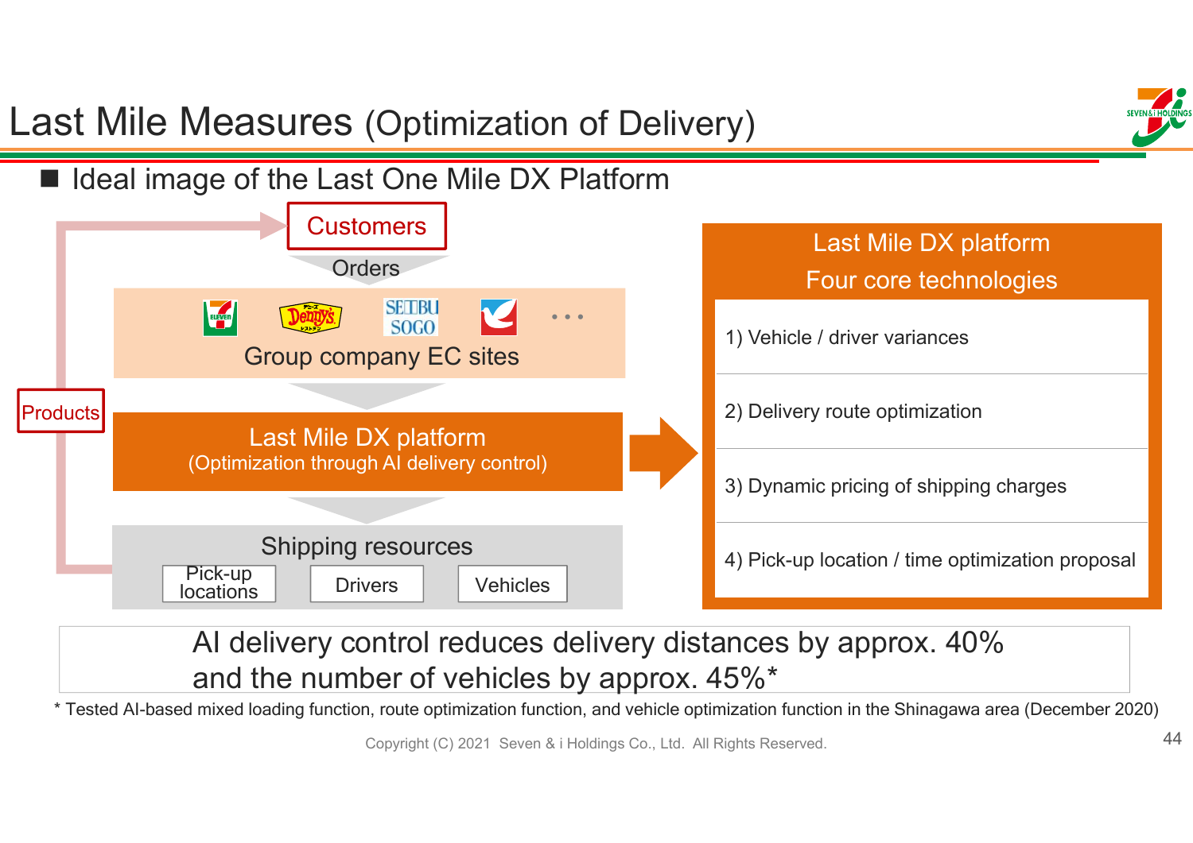# Last Mile Measures (Optimization of Delivery)

■ Ideal image of the Last One Mile DX Platform

Customers

Orders

Group company EC sites

Products

**Last Mile DX platform**
(Optimization through AI delivery control)

Shipping resources

- Pick-up locations
- Drivers
- Vehicles

**Last Mile DX platform**
**Four core technologies**

1) Vehicle / driver variances

2) Delivery route optimization

3) Dynamic pricing of shipping charges

4) Pick-up location / time optimization proposal

AI delivery control reduces delivery distances by approx. 40% and the number of vehicles by approx. 45%*

\* Tested AI-based mixed loading function, route optimization function, and vehicle optimization function in the Shinagawa area (December 2020)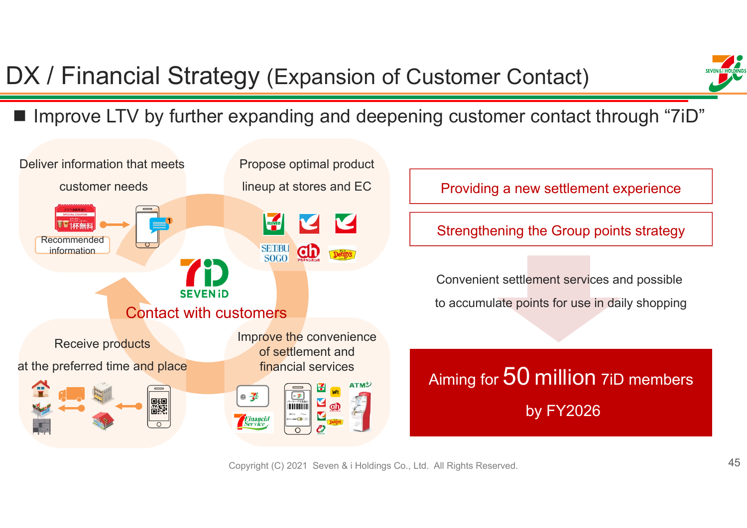# DX / Financial Strategy (Expansion of Customer Contact)

- Improve LTV by further expanding and deepening customer contact through “7iD”

Deliver information that meets customer needs

Recommended information

Propose optimal product lineup at stores and EC

SEVEN iD

Contact with customers

Receive products at the preferred time and place

Improve the convenience of settlement and financial services

Providing a new settlement experience

Strengthening the Group points strategy

Convenient settlement services and possible to accumulate points for use in daily shopping

**Aiming for 50 million 7iD members by FY2026**

Copyright (C) 2021 Seven & i Holdings Co., Ltd. All Rights Reserved.